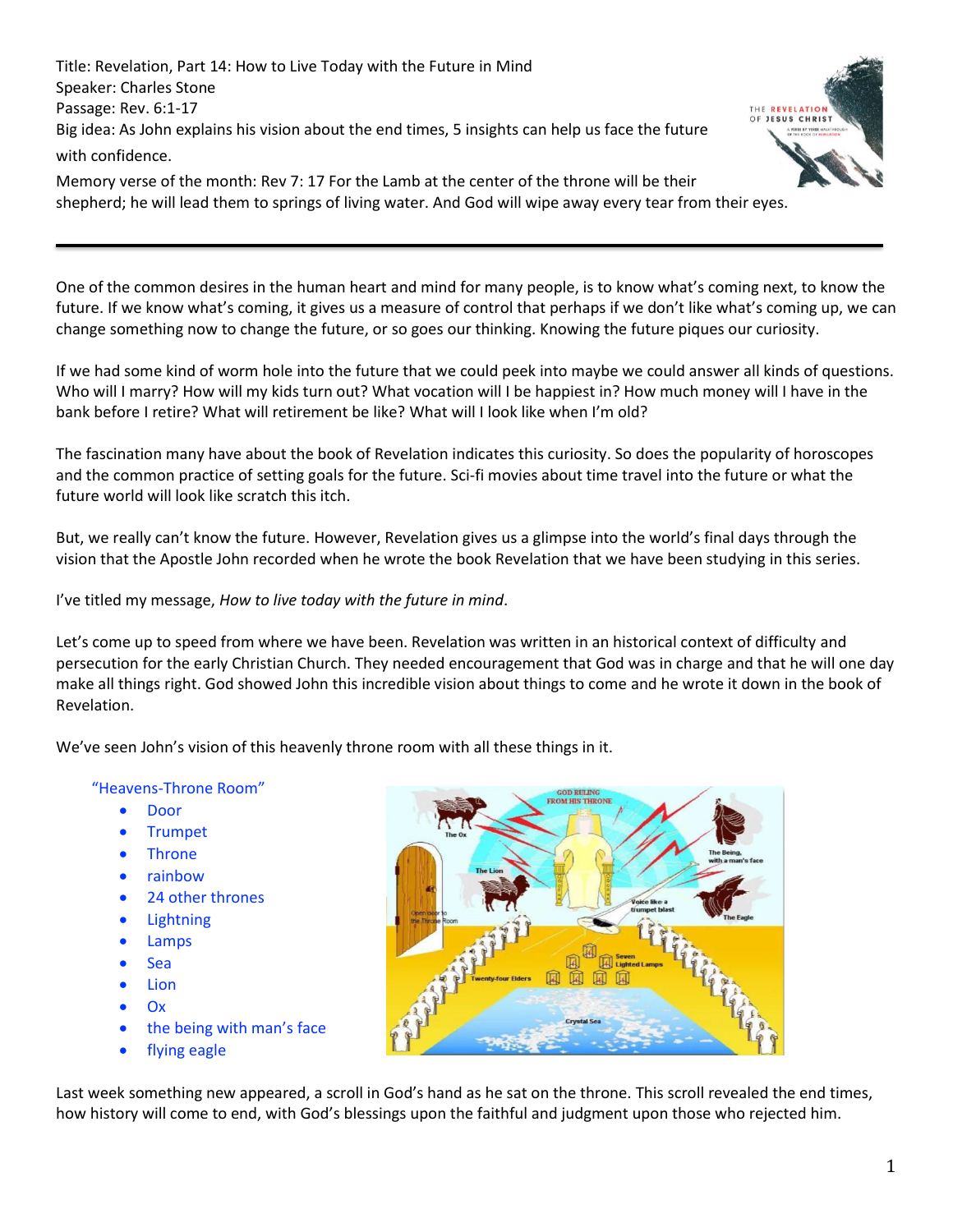Title: Revelation, Part 14: How to Live Today with the Future in Mind
Speaker: Charles Stone
Passage: Rev. 6:1-17
Big idea: As John explains his vision about the end times, 5 insights can help us face the future with confidence.
Memory verse of the month: Rev 7: 17 For the Lamb at the center of the throne will be their shepherd; he will lead them to springs of living water. And God will wipe away every tear from their eyes.

---

One of the common desires in the human heart and mind for many people, is to know what's coming next, to know the future. If we know what's coming, it gives us a measure of control that perhaps if we don't like what's coming up, we can change something now to change the future, or so goes our thinking. Knowing the future piques our curiosity.

If we had some kind of worm hole into the future that we could peek into maybe we could answer all kinds of questions. Who will I marry? How will my kids turn out? What vocation will I be happiest in? How much money will I have in the bank before I retire? What will retirement be like? What will I look like when I'm old?

The fascination many have about the book of Revelation indicates this curiosity. So does the popularity of horoscopes and the common practice of setting goals for the future. Sci-fi movies about time travel into the future or what the future world will look like scratch this itch.

But, we really can't know the future. However, Revelation gives us a glimpse into the world's final days through the vision that the Apostle John recorded when he wrote the book Revelation that we have been studying in this series.

I've titled my message, *How to live today with the future in mind*.

Let's come up to speed from where we have been. Revelation was written in an historical context of difficulty and persecution for the early Christian Church. They needed encouragement that God was in charge and that he will one day make all things right. God showed John this incredible vision about things to come and he wrote it down in the book of Revelation.

We've seen John's vision of this heavenly throne room with all these things in it.

"Heavens-Throne Room"

- Door
- Trumpet
- Throne
- rainbow
- 24 other thrones
- Lightning
- Lamps
- Sea
- Lion
- Ox
- the being with man's face
- flying eagle

Last week something new appeared, a scroll in God's hand as he sat on the throne. This scroll revealed the end times, how history will come to end, with God's blessings upon the faithful and judgment upon those who rejected him.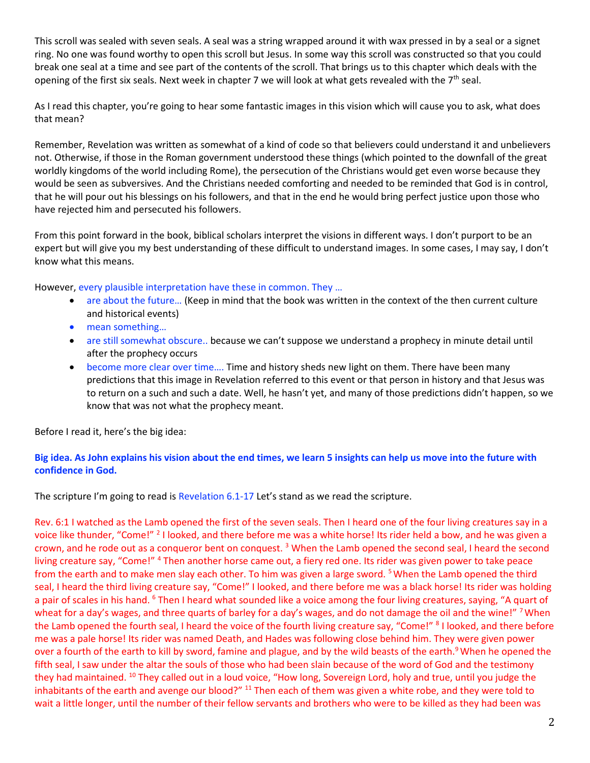This scroll was sealed with seven seals. A seal was a string wrapped around it with wax pressed in by a seal or a signet ring. No one was found worthy to open this scroll but Jesus. In some way this scroll was constructed so that you could break one seal at a time and see part of the contents of the scroll. That brings us to this chapter which deals with the opening of the first six seals. Next week in chapter 7 we will look at what gets revealed with the 7th seal.

As I read this chapter, you're going to hear some fantastic images in this vision which will cause you to ask, what does that mean?

Remember, Revelation was written as somewhat of a kind of code so that believers could understand it and unbelievers not. Otherwise, if those in the Roman government understood these things (which pointed to the downfall of the great worldly kingdoms of the world including Rome), the persecution of the Christians would get even worse because they would be seen as subversives. And the Christians needed comforting and needed to be reminded that God is in control, that he will pour out his blessings on his followers, and that in the end he would bring perfect justice upon those who have rejected him and persecuted his followers.

From this point forward in the book, biblical scholars interpret the visions in different ways. I don't purport to be an expert but will give you my best understanding of these difficult to understand images. In some cases, I may say, I don't know what this means.

However, every plausible interpretation have these in common. They …

- are about the future… (Keep in mind that the book was written in the context of the then current culture and historical events)
- mean something…
- are still somewhat obscure.. because we can't suppose we understand a prophecy in minute detail until after the prophecy occurs
- become more clear over time…. Time and history sheds new light on them. There have been many predictions that this image in Revelation referred to this event or that person in history and that Jesus was to return on a such and such a date. Well, he hasn't yet, and many of those predictions didn't happen, so we know that was not what the prophecy meant.

Before I read it, here's the big idea:

**Big idea. As John explains his vision about the end times, we learn 5 insights can help us move into the future with confidence in God.**

The scripture I'm going to read is Revelation 6.1-17 Let's stand as we read the scripture.

Rev. 6:1 I watched as the Lamb opened the first of the seven seals. Then I heard one of the four living creatures say in a voice like thunder, "Come!" [2] I looked, and there before me was a white horse! Its rider held a bow, and he was given a crown, and he rode out as a conqueror bent on conquest. [3] When the Lamb opened the second seal, I heard the second living creature say, "Come!" [4] Then another horse came out, a fiery red one. Its rider was given power to take peace from the earth and to make men slay each other. To him was given a large sword. [5] When the Lamb opened the third seal, I heard the third living creature say, "Come!" I looked, and there before me was a black horse! Its rider was holding a pair of scales in his hand. [6] Then I heard what sounded like a voice among the four living creatures, saying, "A quart of wheat for a day's wages, and three quarts of barley for a day's wages, and do not damage the oil and the wine!" [7] When the Lamb opened the fourth seal, I heard the voice of the fourth living creature say, "Come!" [8] I looked, and there before me was a pale horse! Its rider was named Death, and Hades was following close behind him. They were given power over a fourth of the earth to kill by sword, famine and plague, and by the wild beasts of the earth.[9] When he opened the fifth seal, I saw under the altar the souls of those who had been slain because of the word of God and the testimony they had maintained. [10] They called out in a loud voice, "How long, Sovereign Lord, holy and true, until you judge the inhabitants of the earth and avenge our blood?" [11] Then each of them was given a white robe, and they were told to wait a little longer, until the number of their fellow servants and brothers who were to be killed as they had been was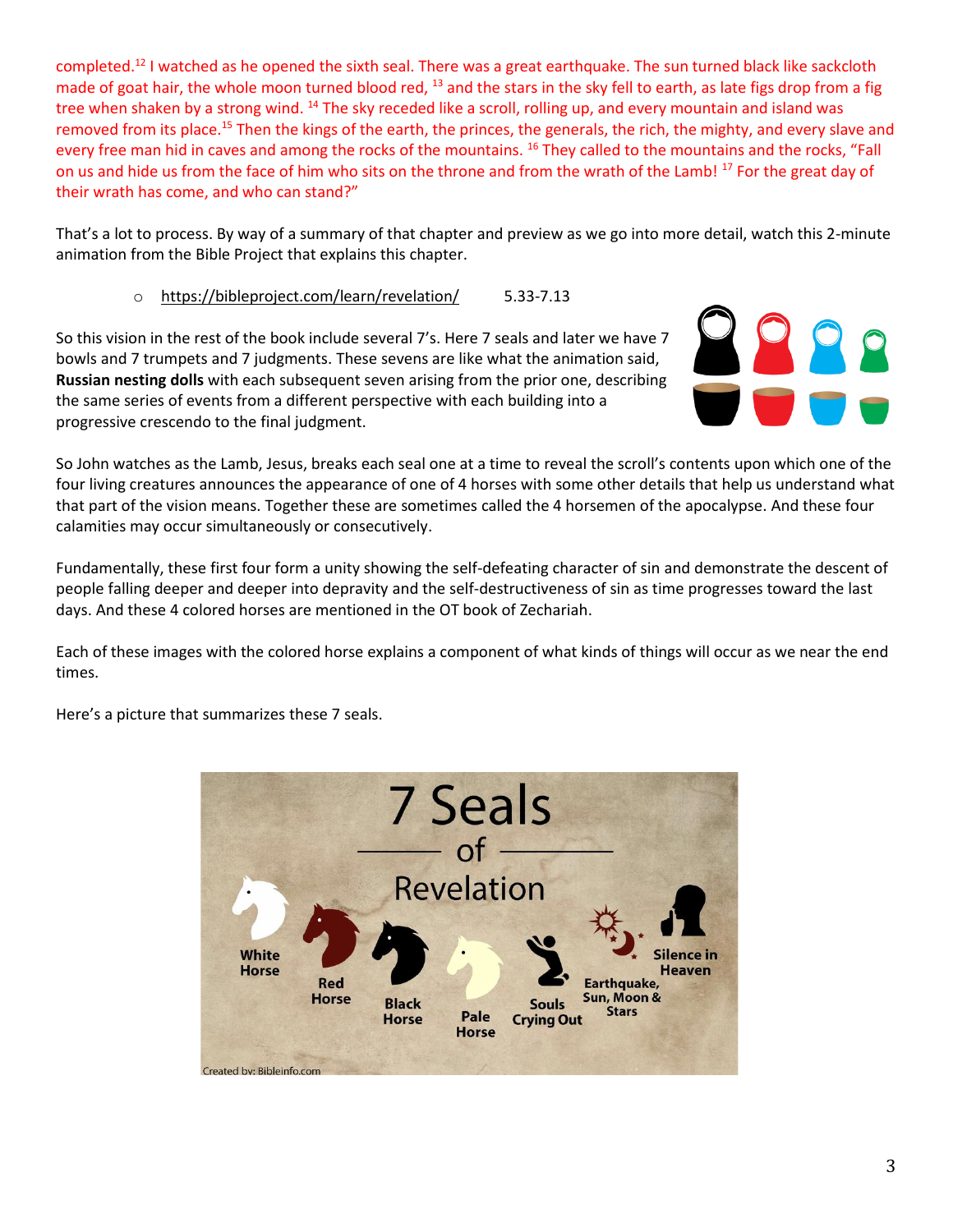completed.[12] I watched as he opened the sixth seal. There was a great earthquake. The sun turned black like sackcloth made of goat hair, the whole moon turned blood red, [13] and the stars in the sky fell to earth, as late figs drop from a fig tree when shaken by a strong wind. [14] The sky receded like a scroll, rolling up, and every mountain and island was removed from its place.[15] Then the kings of the earth, the princes, the generals, the rich, the mighty, and every slave and every free man hid in caves and among the rocks of the mountains. [16] They called to the mountains and the rocks, "Fall on us and hide us from the face of him who sits on the throne and from the wrath of the Lamb! [17] For the great day of their wrath has come, and who can stand?"

That's a lot to process. By way of a summary of that chapter and preview as we go into more detail, watch this 2-minute animation from the Bible Project that explains this chapter.

- https://bibleproject.com/learn/revelation/ 5.33-7.13

So this vision in the rest of the book include several 7's. Here 7 seals and later we have 7 bowls and 7 trumpets and 7 judgments. These sevens are like what the animation said, **Russian nesting dolls** with each subsequent seven arising from the prior one, describing the same series of events from a different perspective with each building into a progressive crescendo to the final judgment.

So John watches as the Lamb, Jesus, breaks each seal one at a time to reveal the scroll's contents upon which one of the four living creatures announces the appearance of one of 4 horses with some other details that help us understand what that part of the vision means. Together these are sometimes called the 4 horsemen of the apocalypse. And these four calamities may occur simultaneously or consecutively.

Fundamentally, these first four form a unity showing the self-defeating character of sin and demonstrate the descent of people falling deeper and deeper into depravity and the self-destructiveness of sin as time progresses toward the last days. And these 4 colored horses are mentioned in the OT book of Zechariah.

Each of these images with the colored horse explains a component of what kinds of things will occur as we near the end times.

Here's a picture that summarizes these 7 seals.

7 Seals of Revelation

White Horse, Red Horse, Black Horse, Pale Horse, Souls Crying Out, Earthquake, Sun, Moon & Stars, Silence in Heaven

Created by: Bibleinfo.com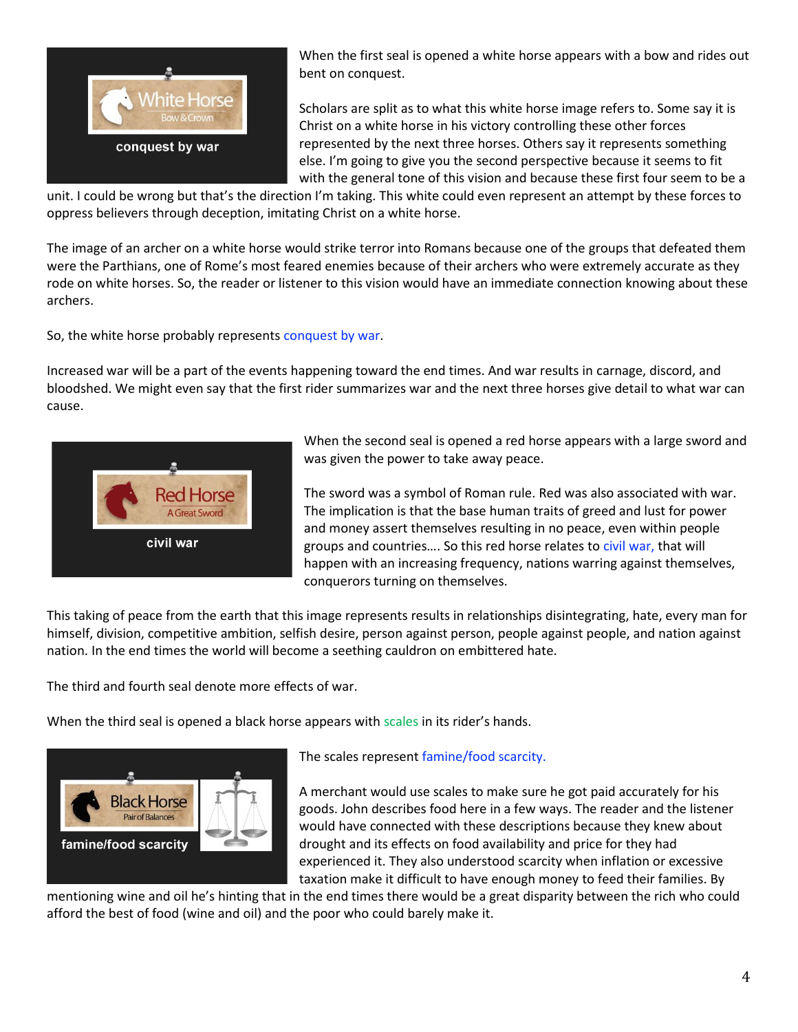When the first seal is opened a white horse appears with a bow and rides out bent on conquest.

Scholars are split as to what this white horse image refers to. Some say it is Christ on a white horse in his victory controlling these other forces represented by the next three horses. Others say it represents something else. I'm going to give you the second perspective because it seems to fit with the general tone of this vision and because these first four seem to be a unit. I could be wrong but that's the direction I'm taking. This white could even represent an attempt by these forces to oppress believers through deception, imitating Christ on a white horse.

The image of an archer on a white horse would strike terror into Romans because one of the groups that defeated them were the Parthians, one of Rome's most feared enemies because of their archers who were extremely accurate as they rode on white horses. So, the reader or listener to this vision would have an immediate connection knowing about these archers.

So, the white horse probably represents conquest by war.

Increased war will be a part of the events happening toward the end times. And war results in carnage, discord, and bloodshed. We might even say that the first rider summarizes war and the next three horses give detail to what war can cause.

When the second seal is opened a red horse appears with a large sword and was given the power to take away peace.

The sword was a symbol of Roman rule. Red was also associated with war. The implication is that the base human traits of greed and lust for power and money assert themselves resulting in no peace, even within people groups and countries…. So this red horse relates to civil war, that will happen with an increasing frequency, nations warring against themselves, conquerors turning on themselves.

This taking of peace from the earth that this image represents results in relationships disintegrating, hate, every man for himself, division, competitive ambition, selfish desire, person against person, people against people, and nation against nation. In the end times the world will become a seething cauldron on embittered hate.

The third and fourth seal denote more effects of war.

When the third seal is opened a black horse appears with scales in its rider's hands.

The scales represent famine/food scarcity.

A merchant would use scales to make sure he got paid accurately for his goods. John describes food here in a few ways. The reader and the listener would have connected with these descriptions because they knew about drought and its effects on food availability and price for they had experienced it. They also understood scarcity when inflation or excessive taxation make it difficult to have enough money to feed their families. By mentioning wine and oil he's hinting that in the end times there would be a great disparity between the rich who could afford the best of food (wine and oil) and the poor who could barely make it.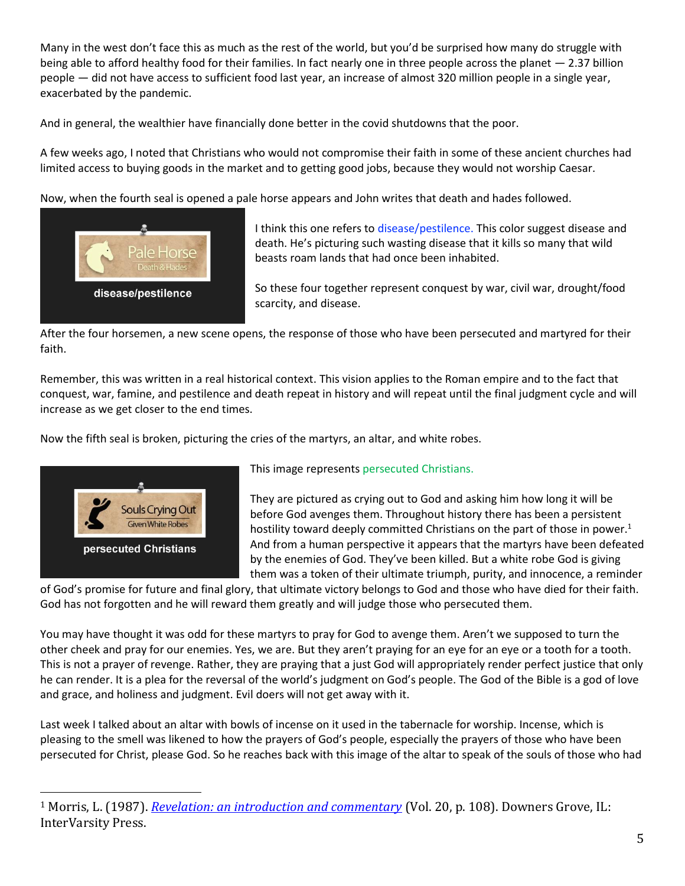Many in the west don't face this as much as the rest of the world, but you'd be surprised how many do struggle with being able to afford healthy food for their families. In fact nearly one in three people across the planet — 2.37 billion people — did not have access to sufficient food last year, an increase of almost 320 million people in a single year, exacerbated by the pandemic.

And in general, the wealthier have financially done better in the covid shutdowns that the poor.

A few weeks ago, I noted that Christians who would not compromise their faith in some of these ancient churches had limited access to buying goods in the market and to getting good jobs, because they would not worship Caesar.

Now, when the fourth seal is opened a pale horse appears and John writes that death and hades followed.

Pale Horse
Death & Hades

disease/pestilence

I think this one refers to disease/pestilence. This color suggest disease and death. He's picturing such wasting disease that it kills so many that wild beasts roam lands that had once been inhabited.

So these four together represent conquest by war, civil war, drought/food scarcity, and disease.

After the four horsemen, a new scene opens, the response of those who have been persecuted and martyred for their faith.

Remember, this was written in a real historical context. This vision applies to the Roman empire and to the fact that conquest, war, famine, and pestilence and death repeat in history and will repeat until the final judgment cycle and will increase as we get closer to the end times.

Now the fifth seal is broken, picturing the cries of the martyrs, an altar, and white robes.

Souls Crying Out
Given White Robes

persecuted Christians

This image represents persecuted Christians.

They are pictured as crying out to God and asking him how long it will be before God avenges them. Throughout history there has been a persistent hostility toward deeply committed Christians on the part of those in power.[1] And from a human perspective it appears that the martyrs have been defeated by the enemies of God. They've been killed. But a white robe God is giving them was a token of their ultimate triumph, purity, and innocence, a reminder of God's promise for future and final glory, that ultimate victory belongs to God and those who have died for their faith. God has not forgotten and he will reward them greatly and will judge those who persecuted them.

You may have thought it was odd for these martyrs to pray for God to avenge them. Aren't we supposed to turn the other cheek and pray for our enemies. Yes, we are. But they aren't praying for an eye for an eye or a tooth for a tooth. This is not a prayer of revenge. Rather, they are praying that a just God will appropriately render perfect justice that only he can render. It is a plea for the reversal of the world's judgment on God's people. The God of the Bible is a god of love and grace, and holiness and judgment. Evil doers will not get away with it.

Last week I talked about an altar with bowls of incense on it used in the tabernacle for worship. Incense, which is pleasing to the smell was likened to how the prayers of God's people, especially the prayers of those who have been persecuted for Christ, please God. So he reaches back with this image of the altar to speak of the souls of those who had

---

[1] Morris, L. (1987). *Revelation: an introduction and commentary* (Vol. 20, p. 108). Downers Grove, IL: InterVarsity Press.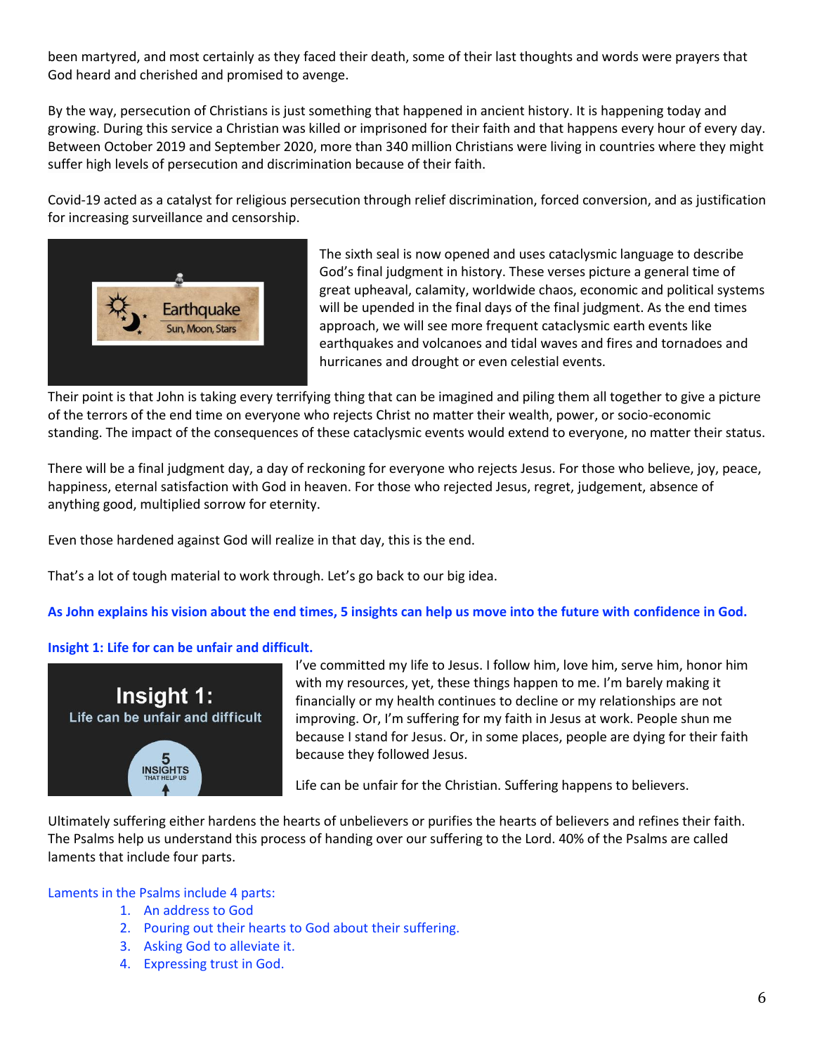been martyred, and most certainly as they faced their death, some of their last thoughts and words were prayers that God heard and cherished and promised to avenge.

By the way, persecution of Christians is just something that happened in ancient history. It is happening today and growing. During this service a Christian was killed or imprisoned for their faith and that happens every hour of every day. Between October 2019 and September 2020, more than 340 million Christians were living in countries where they might suffer high levels of persecution and discrimination because of their faith.

Covid-19 acted as a catalyst for religious persecution through relief discrimination, forced conversion, and as justification for increasing surveillance and censorship.

The sixth seal is now opened and uses cataclysmic language to describe God's final judgment in history. These verses picture a general time of great upheaval, calamity, worldwide chaos, economic and political systems will be upended in the final days of the final judgment. As the end times approach, we will see more frequent cataclysmic earth events like earthquakes and volcanoes and tidal waves and fires and tornadoes and hurricanes and drought or even celestial events.

Their point is that John is taking every terrifying thing that can be imagined and piling them all together to give a picture of the terrors of the end time on everyone who rejects Christ no matter their wealth, power, or socio-economic standing. The impact of the consequences of these cataclysmic events would extend to everyone, no matter their status.

There will be a final judgment day, a day of reckoning for everyone who rejects Jesus. For those who believe, joy, peace, happiness, eternal satisfaction with God in heaven. For those who rejected Jesus, regret, judgement, absence of anything good, multiplied sorrow for eternity.

Even those hardened against God will realize in that day, this is the end.

That's a lot of tough material to work through. Let's go back to our big idea.

**As John explains his vision about the end times, 5 insights can help us move into the future with confidence in God.**

**Insight 1: Life for can be unfair and difficult.**

I've committed my life to Jesus. I follow him, love him, serve him, honor him with my resources, yet, these things happen to me. I'm barely making it financially or my health continues to decline or my relationships are not improving. Or, I'm suffering for my faith in Jesus at work. People shun me because I stand for Jesus. Or, in some places, people are dying for their faith because they followed Jesus.

Life can be unfair for the Christian. Suffering happens to believers.

Ultimately suffering either hardens the hearts of unbelievers or purifies the hearts of believers and refines their faith. The Psalms help us understand this process of handing over our suffering to the Lord. 40% of the Psalms are called laments that include four parts.

Laments in the Psalms include 4 parts:

1. An address to God
2. Pouring out their hearts to God about their suffering.
3. Asking God to alleviate it.
4. Expressing trust in God.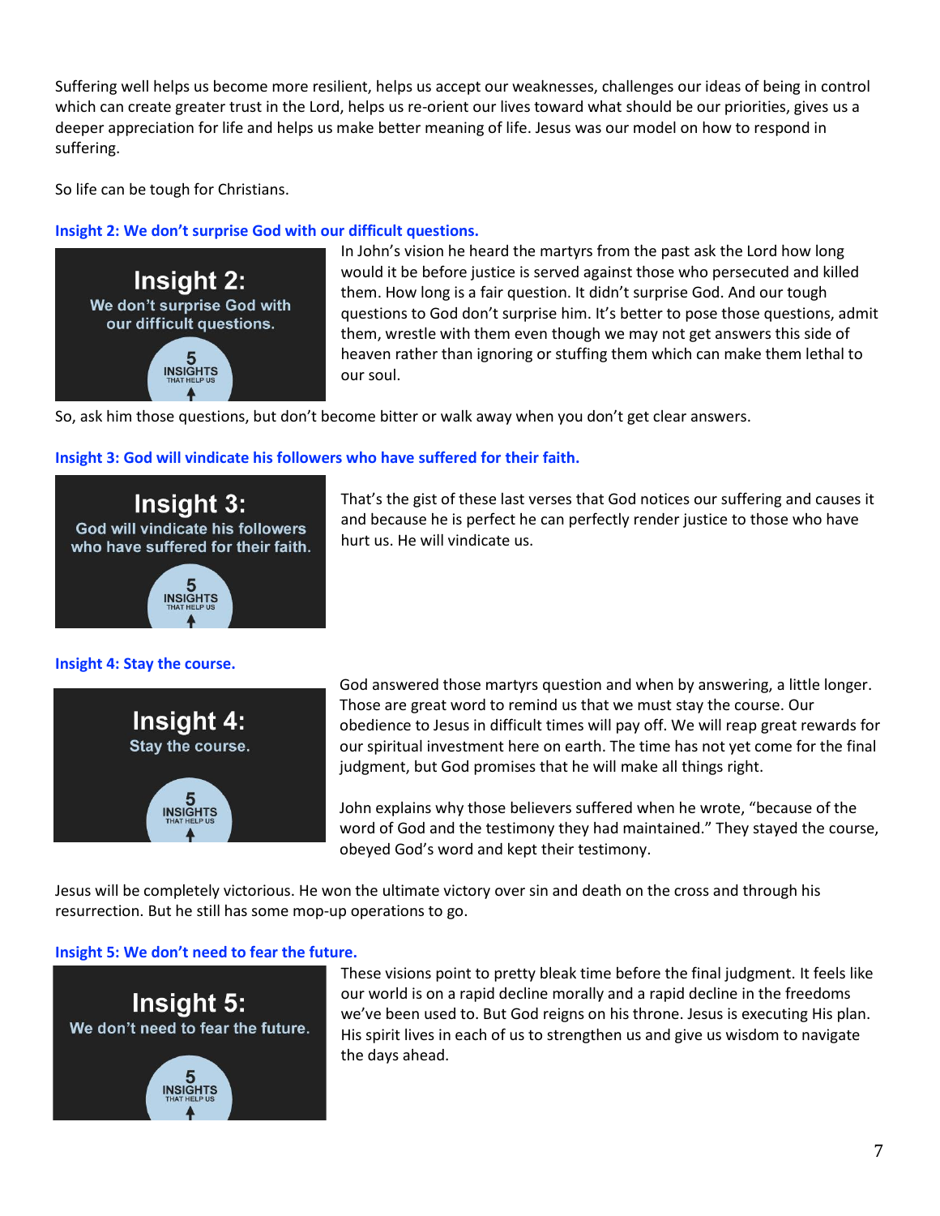Suffering well helps us become more resilient, helps us accept our weaknesses, challenges our ideas of being in control which can create greater trust in the Lord, helps us re-orient our lives toward what should be our priorities, gives us a deeper appreciation for life and helps us make better meaning of life. Jesus was our model on how to respond in suffering.

So life can be tough for Christians.

### Insight 2: We don't surprise God with our difficult questions.

In John's vision he heard the martyrs from the past ask the Lord how long would it be before justice is served against those who persecuted and killed them. How long is a fair question. It didn't surprise God. And our tough questions to God don't surprise him. It's better to pose those questions, admit them, wrestle with them even though we may not get answers this side of heaven rather than ignoring or stuffing them which can make them lethal to our soul.

So, ask him those questions, but don't become bitter or walk away when you don't get clear answers.

### Insight 3: God will vindicate his followers who have suffered for their faith.

That's the gist of these last verses that God notices our suffering and causes it and because he is perfect he can perfectly render justice to those who have hurt us. He will vindicate us.

### Insight 4: Stay the course.

God answered those martyrs question and when by answering, a little longer. Those are great word to remind us that we must stay the course. Our obedience to Jesus in difficult times will pay off. We will reap great rewards for our spiritual investment here on earth. The time has not yet come for the final judgment, but God promises that he will make all things right.

John explains why those believers suffered when he wrote, "because of the word of God and the testimony they had maintained." They stayed the course, obeyed God's word and kept their testimony.

Jesus will be completely victorious. He won the ultimate victory over sin and death on the cross and through his resurrection. But he still has some mop-up operations to go.

### Insight 5: We don't need to fear the future.

These visions point to pretty bleak time before the final judgment. It feels like our world is on a rapid decline morally and a rapid decline in the freedoms we've been used to. But God reigns on his throne. Jesus is executing His plan. His spirit lives in each of us to strengthen us and give us wisdom to navigate the days ahead.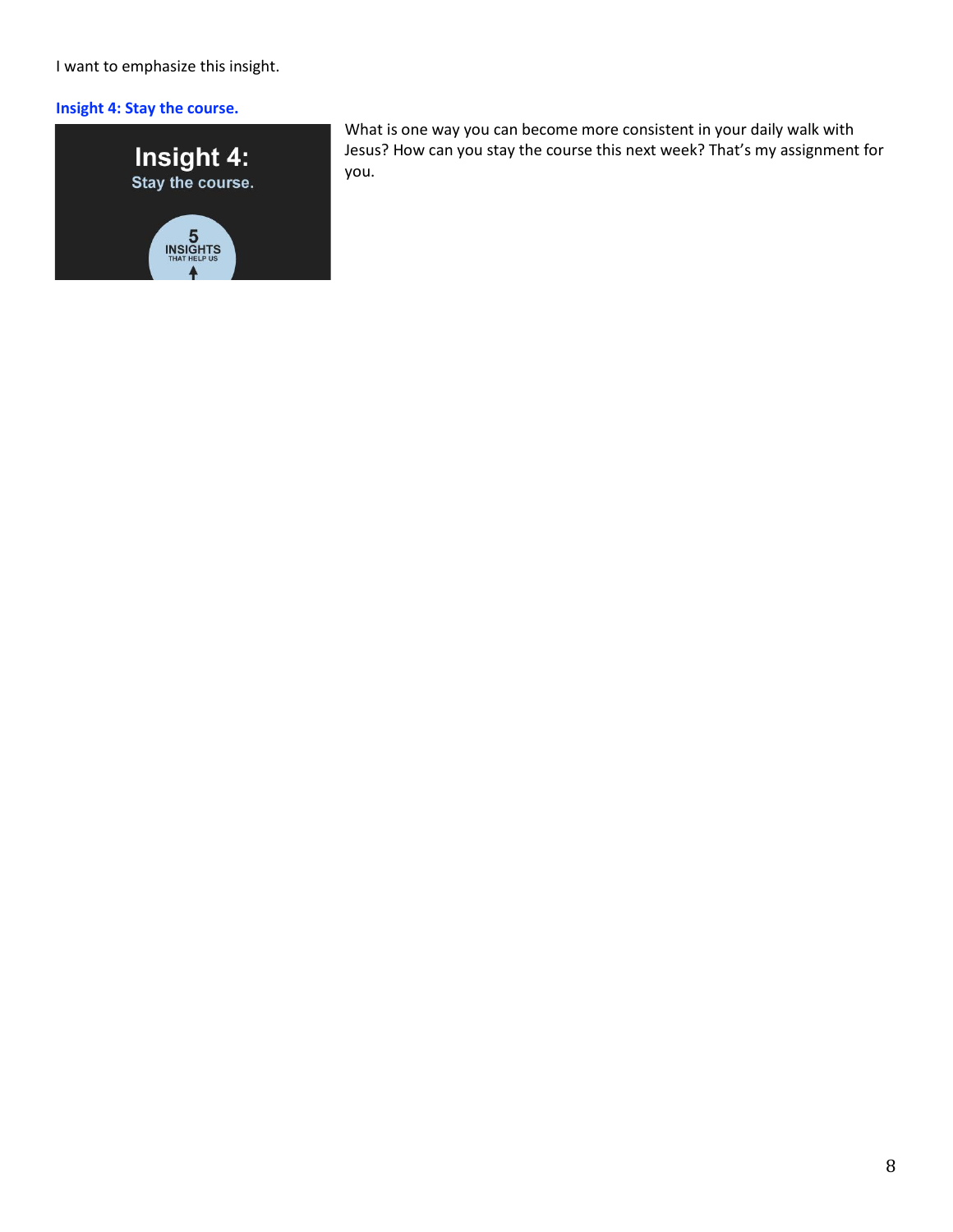I want to emphasize this insight.

**Insight 4: Stay the course.**

What is one way you can become more consistent in your daily walk with Jesus? How can you stay the course this next week? That's my assignment for you.